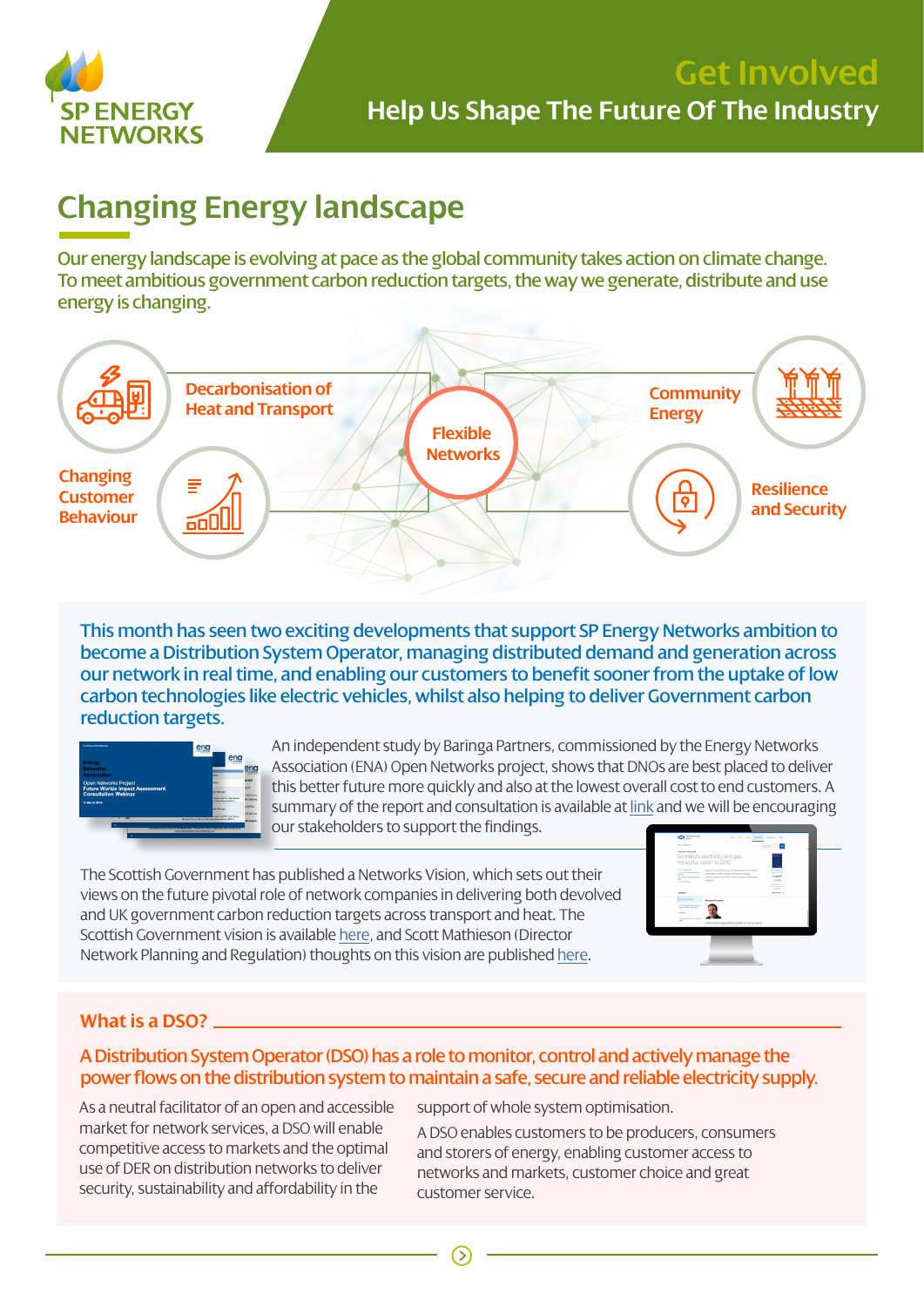SP ENERGY NETWORKS

# Get Involved

## Help Us Shape The Future Of The Industry

## Changing Energy landscape

Our energy landscape is evolving at pace as the global community takes action on climate change. To meet ambitious government carbon reduction targets, the way we generate, distribute and use energy is changing.

- Decarbonisation of Heat and Transport
- Changing Customer Behaviour
- Flexible Networks
- Community Energy
- Resilience and Security

This month has seen two exciting developments that support SP Energy Networks ambition to become a Distribution System Operator, managing distributed demand and generation across our network in real time, and enabling our customers to benefit sooner from the uptake of low carbon technologies like electric vehicles, whilst also helping to deliver Government carbon reduction targets.

An independent study by Baringa Partners, commissioned by the Energy Networks Association (ENA) Open Networks project, shows that DNOs are best placed to deliver this better future more quickly and also at the lowest overall cost to end customers. A summary of the report and consultation is available at link and we will be encouraging our stakeholders to support the findings.

The Scottish Government has published a Networks Vision, which sets out their views on the future pivotal role of network companies in delivering both devolved and UK government carbon reduction targets across transport and heat. The Scottish Government vision is available here, and Scott Mathieson (Director Network Planning and Regulation) thoughts on this vision are published here.

### What is a DSO?

A Distribution System Operator (DSO) has a role to monitor, control and actively manage the power flows on the distribution system to maintain a safe, secure and reliable electricity supply.

As a neutral facilitator of an open and accessible market for network services, a DSO will enable competitive access to markets and the optimal use of DER on distribution networks to deliver security, sustainability and affordability in the support of whole system optimisation.

A DSO enables customers to be producers, consumers and storers of energy, enabling customer access to networks and markets, customer choice and great customer service.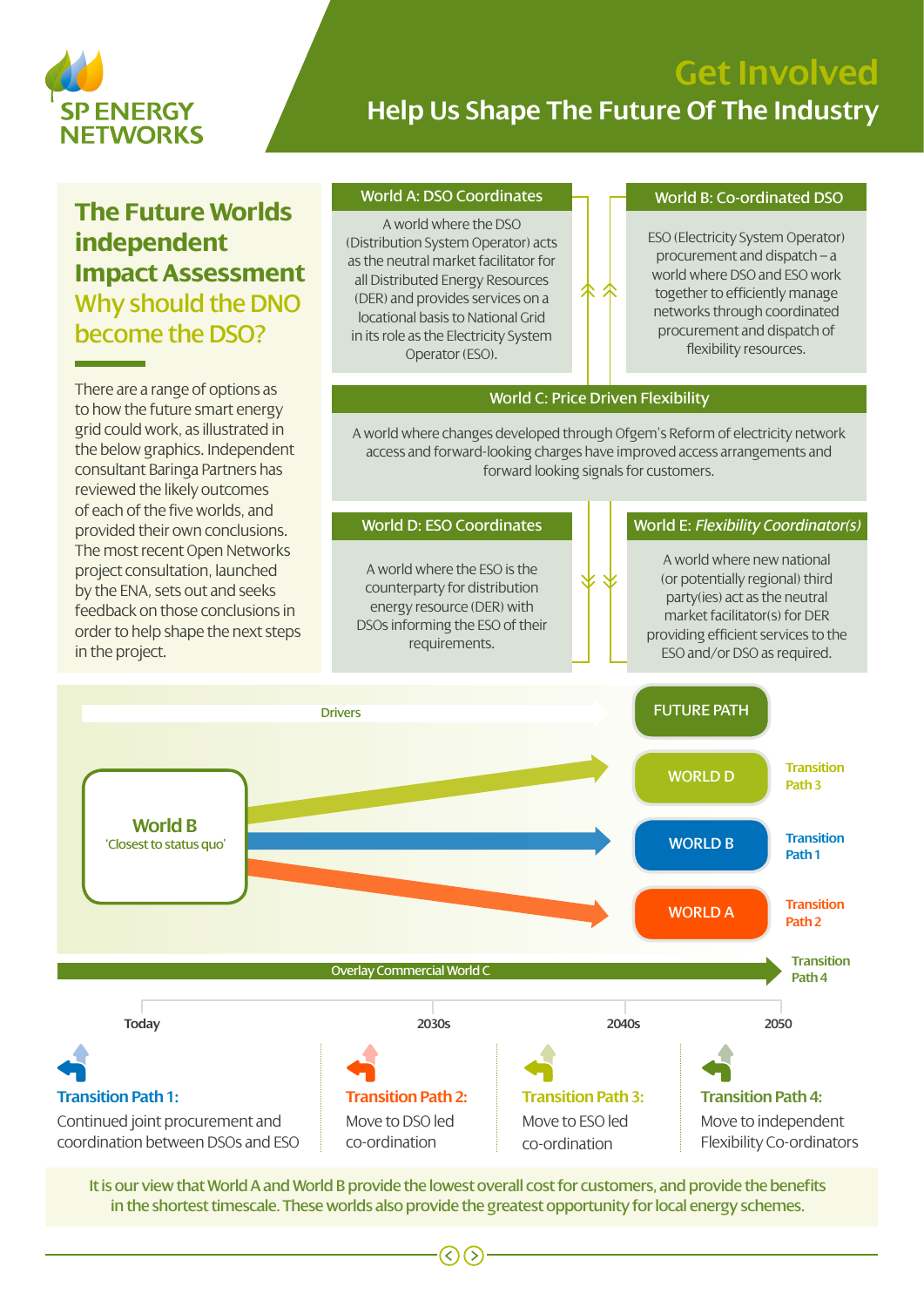SP ENERGY NETWORKS

# Get Involved

## Help Us Shape The Future Of The Industry

## The Future Worlds independent Impact Assessment

## Why should the DNO become the DSO?

There are a range of options as to how the future smart energy grid could work, as illustrated in the below graphics. Independent consultant Baringa Partners has reviewed the likely outcomes of each of the five worlds, and provided their own conclusions. The most recent Open Networks project consultation, launched by the ENA, sets out and seeks feedback on those conclusions in order to help shape the next steps in the project.

### World A: DSO Coordinates

A world where the DSO (Distribution System Operator) acts as the neutral market facilitator for all Distributed Energy Resources (DER) and provides services on a locational basis to National Grid in its role as the Electricity System Operator (ESO).

### World B: Co-ordinated DSO

ESO (Electricity System Operator) procurement and dispatch – a world where DSO and ESO work together to efficiently manage networks through coordinated procurement and dispatch of flexibility resources.

### World C: Price Driven Flexibility

A world where changes developed through Ofgem's Reform of electricity network access and forward-looking charges have improved access arrangements and forward looking signals for customers.

### World D: ESO Coordinates

A world where the ESO is the counterparty for distribution energy resource (DER) with DSOs informing the ESO of their requirements.

### World E: *Flexibility Coordinator(s)*

A world where new national (or potentially regional) third party(ies) act as the neutral market facilitator(s) for DER providing efficient services to the ESO and/or DSO as required.

Drivers

World B 'Closest to status quo'

FUTURE PATH

- WORLD D – Transition Path 3
- WORLD B – Transition Path 1
- WORLD A – Transition Path 2

Overlay Commercial World C – Transition Path 4

Today | 2030s | 2040s | 2050

**Transition Path 1:** Continued joint procurement and coordination between DSOs and ESO

**Transition Path 2:** Move to DSO led co-ordination

**Transition Path 3:** Move to ESO led co-ordination

**Transition Path 4:** Move to independent Flexibility Co-ordinators

It is our view that World A and World B provide the lowest overall cost for customers, and provide the benefits in the shortest timescale. These worlds also provide the greatest opportunity for local energy schemes.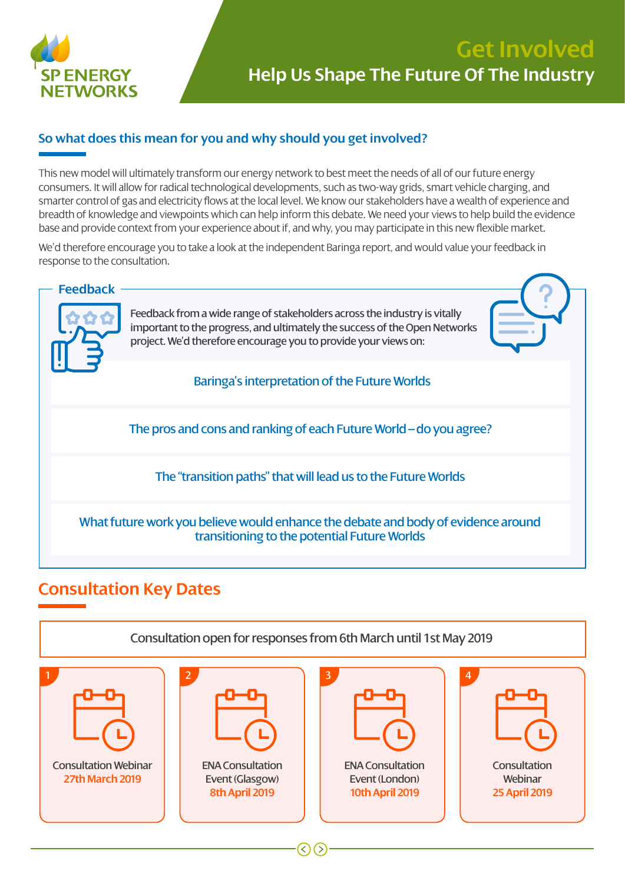SP ENERGY NETWORKS

# Get Involved

## Help Us Shape The Future Of The Industry

### So what does this mean for you and why should you get involved?

This new model will ultimately transform our energy network to best meet the needs of all of our future energy consumers. It will allow for radical technological developments, such as two-way grids, smart vehicle charging, and smarter control of gas and electricity flows at the local level. We know our stakeholders have a wealth of experience and breadth of knowledge and viewpoints which can help inform this debate. We need your views to help build the evidence base and provide context from your experience about if, and why, you may participate in this new flexible market.

We'd therefore encourage you to take a look at the independent Baringa report, and would value your feedback in response to the consultation.

### Feedback

Feedback from a wide range of stakeholders across the industry is vitally important to the progress, and ultimately the success of the Open Networks project. We'd therefore encourage you to provide your views on:

- Baringa's interpretation of the Future Worlds
- The pros and cons and ranking of each Future World – do you agree?
- The "transition paths" that will lead us to the Future Worlds
- What future work you believe would enhance the debate and body of evidence around transitioning to the potential Future Worlds

## Consultation Key Dates

Consultation open for responses from 6th March until 1st May 2019

1. Consultation Webinar **27th March 2019**
2. ENA Consultation Event (Glasgow) **8th April 2019**
3. ENA Consultation Event (London) **10th April 2019**
4. Consultation Webinar **25 April 2019**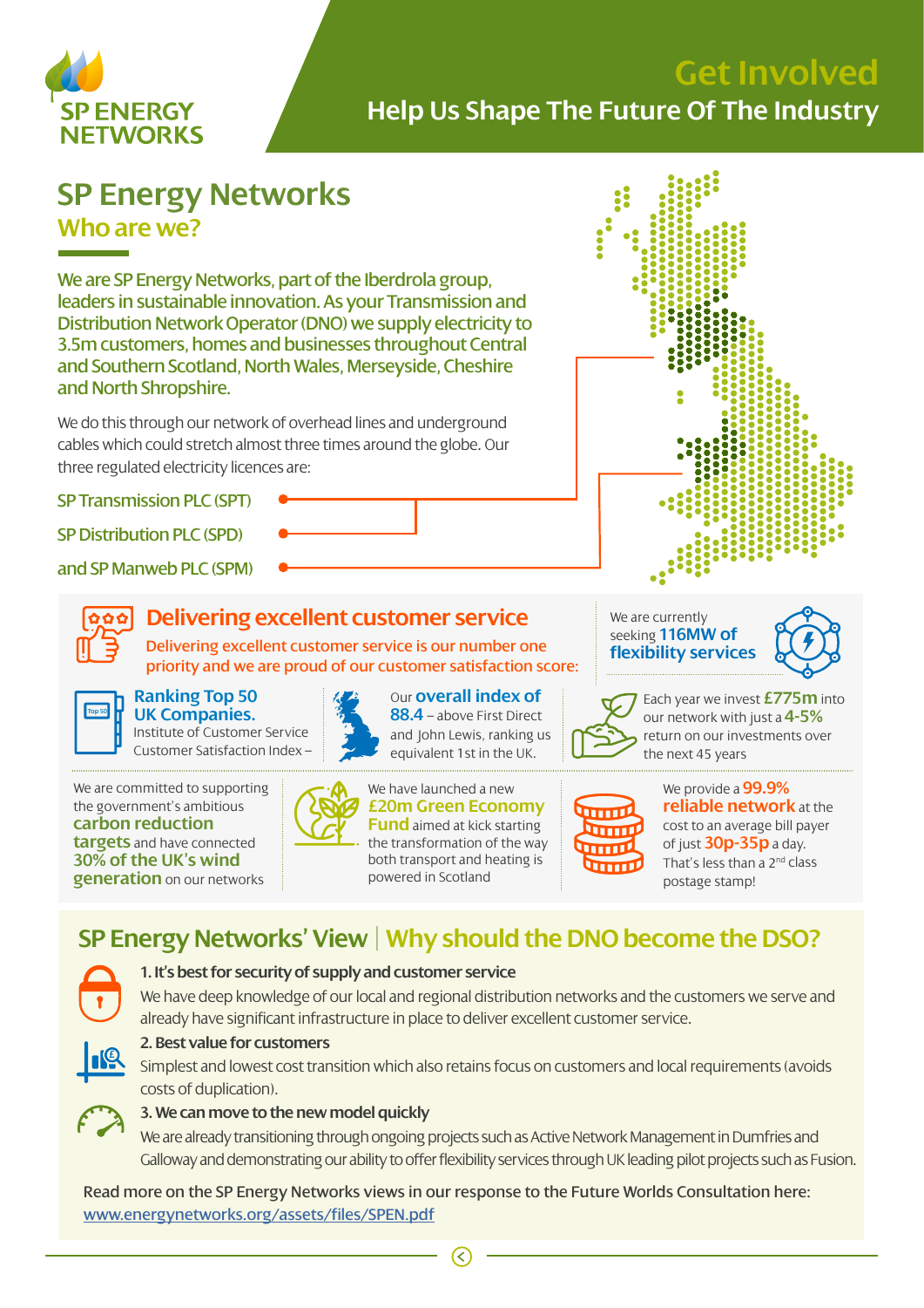# Get Involved

## Help Us Shape The Future Of The Industry

# SP Energy Networks

## Who are we?

We are SP Energy Networks, part of the Iberdrola group, leaders in sustainable innovation. As your Transmission and Distribution Network Operator (DNO) we supply electricity to 3.5m customers, homes and businesses throughout Central and Southern Scotland, North Wales, Merseyside, Cheshire and North Shropshire.

We do this through our network of overhead lines and underground cables which could stretch almost three times around the globe. Our three regulated electricity licences are:

- SP Transmission PLC (SPT)
- SP Distribution PLC (SPD)
- and SP Manweb PLC (SPM)

## Delivering excellent customer service

Delivering excellent customer service is our number one priority and we are proud of our customer satisfaction score:

**Ranking Top 50 UK Companies.** Institute of Customer Service Customer Satisfaction Index –

Our **overall index of 88.4** – above First Direct and John Lewis, ranking us equivalent 1st in the UK.

We are currently seeking **116MW of flexibility services**

Each year we invest **£775m** into our network with just a **4-5%** return on our investments over the next 45 years

We are committed to supporting the government's ambitious **carbon reduction targets** and have connected **30% of the UK's wind generation** on our networks

We have launched a new **£20m Green Economy Fund** aimed at kick starting the transformation of the way both transport and heating is powered in Scotland

We provide a **99.9% reliable network** at the cost to an average bill payer of just **30p-35p** a day. That's less than a 2nd class postage stamp!

## SP Energy Networks' View | Why should the DNO become the DSO?

**1. It's best for security of supply and customer service**

We have deep knowledge of our local and regional distribution networks and the customers we serve and already have significant infrastructure in place to deliver excellent customer service.

**2. Best value for customers**

Simplest and lowest cost transition which also retains focus on customers and local requirements (avoids costs of duplication).

**3. We can move to the new model quickly**

We are already transitioning through ongoing projects such as Active Network Management in Dumfries and Galloway and demonstrating our ability to offer flexibility services through UK leading pilot projects such as Fusion.

Read more on the SP Energy Networks views in our response to the Future Worlds Consultation here: [www.energynetworks.org/assets/files/SPEN.pdf](http://www.energynetworks.org/assets/files/SPEN.pdf)